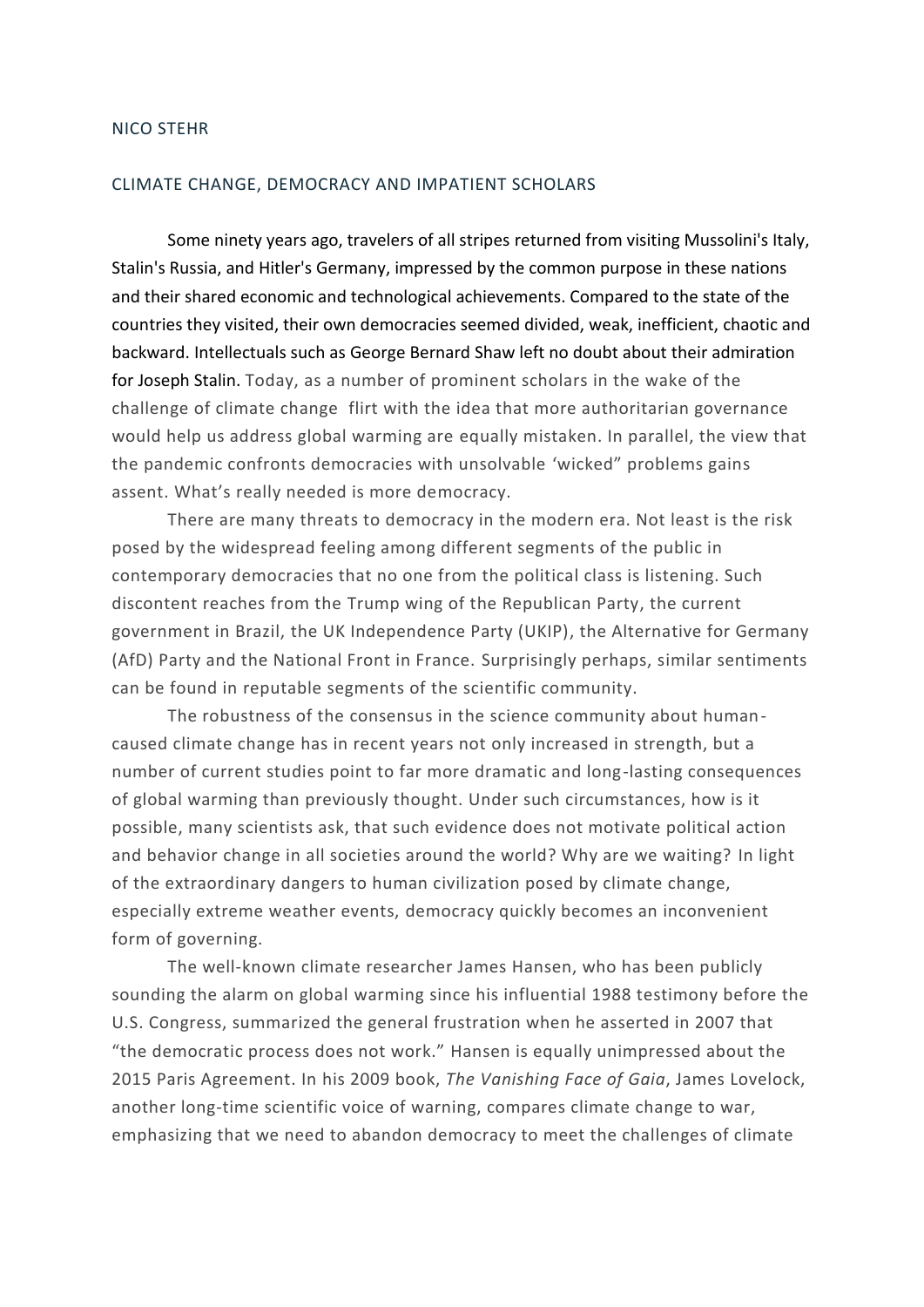NICO STEHR

# CLIMATE CHANGE, DEMOCRACY AND IMPATIENT SCHOLARS

Some ninety years ago, travelers of all stripes returned from visiting Mussolini's Italy, Stalin's Russia, and Hitler's Germany, impressed by the common purpose in these nations and their shared economic and technological achievements. Compared to the state of the countries they visited, their own democracies seemed divided, weak, inefficient, chaotic and backward. Intellectuals such as George Bernard Shaw left no doubt about their admiration for Joseph Stalin. Today, as a number of prominent scholars in the wake of the challenge of climate change flirt with the idea that more authoritarian governance would help us address global warming are equally mistaken. In parallel, the view that the pandemic confronts democracies with unsolvable 'wicked" problems gains assent. What's really needed is more democracy.

There are many threats to democracy in the modern era. Not least is the risk posed by the widespread feeling among different segments of the public in contemporary democracies that no one from the political class is listening. Such discontent reaches from the Trump wing of the Republican Party, the current government in Brazil, the UK Independence Party (UKIP), the Alternative for Germany (AfD) Party and the National Front in France. Surprisingly perhaps, similar sentiments can be found in reputable segments of the scientific community.

The robustness of the consensus in the science community about human-caused climate change has in recent years not only increased in strength, but a number of current studies point to far more dramatic and long-lasting consequences of global warming than previously thought. Under such circumstances, how is it possible, many scientists ask, that such evidence does not motivate political action and behavior change in all societies around the world? Why are we waiting? In light of the extraordinary dangers to human civilization posed by climate change, especially extreme weather events, democracy quickly becomes an inconvenient form of governing.

The well-known climate researcher James Hansen, who has been publicly sounding the alarm on global warming since his influential 1988 testimony before the U.S. Congress, summarized the general frustration when he asserted in 2007 that "the democratic process does not work." Hansen is equally unimpressed about the 2015 Paris Agreement. In his 2009 book, *The Vanishing Face of Gaia*, James Lovelock, another long-time scientific voice of warning, compares climate change to war, emphasizing that we need to abandon democracy to meet the challenges of climate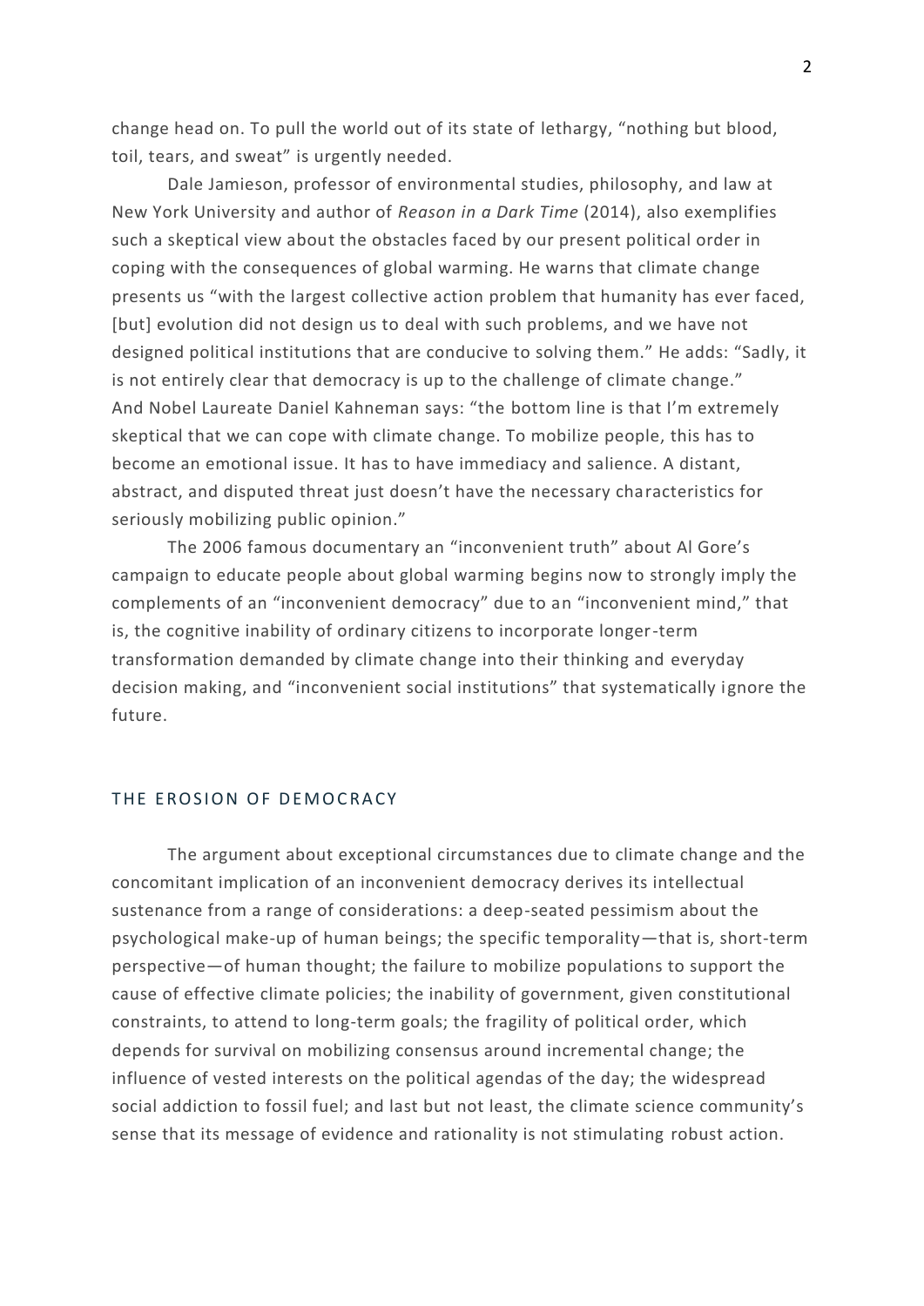change head on. To pull the world out of its state of lethargy, "nothing but blood, toil, tears, and sweat" is urgently needed.

Dale Jamieson, professor of environmental studies, philosophy, and law at New York University and author of *Reason in a Dark Time* (2014), also exemplifies such a skeptical view about the obstacles faced by our present political order in coping with the consequences of global warming. He warns that climate change presents us "with the largest collective action problem that humanity has ever faced, [but] evolution did not design us to deal with such problems, and we have not designed political institutions that are conducive to solving them." He adds: "Sadly, it is not entirely clear that democracy is up to the challenge of climate change." And Nobel Laureate Daniel Kahneman says: "the bottom line is that I'm extremely skeptical that we can cope with climate change. To mobilize people, this has to become an emotional issue. It has to have immediacy and salience. A distant, abstract, and disputed threat just doesn't have the necessary characteristics for seriously mobilizing public opinion."

The 2006 famous documentary an "inconvenient truth" about Al Gore's campaign to educate people about global warming begins now to strongly imply the complements of an "inconvenient democracy" due to an "inconvenient mind," that is, the cognitive inability of ordinary citizens to incorporate longer-term transformation demanded by climate change into their thinking and everyday decision making, and "inconvenient social institutions" that systematically ignore the future.

## THE EROSION OF DEMOCRACY

The argument about exceptional circumstances due to climate change and the concomitant implication of an inconvenient democracy derives its intellectual sustenance from a range of considerations: a deep-seated pessimism about the psychological make-up of human beings; the specific temporality—that is, short-term perspective—of human thought; the failure to mobilize populations to support the cause of effective climate policies; the inability of government, given constitutional constraints, to attend to long-term goals; the fragility of political order, which depends for survival on mobilizing consensus around incremental change; the influence of vested interests on the political agendas of the day; the widespread social addiction to fossil fuel; and last but not least, the climate science community's sense that its message of evidence and rationality is not stimulating robust action.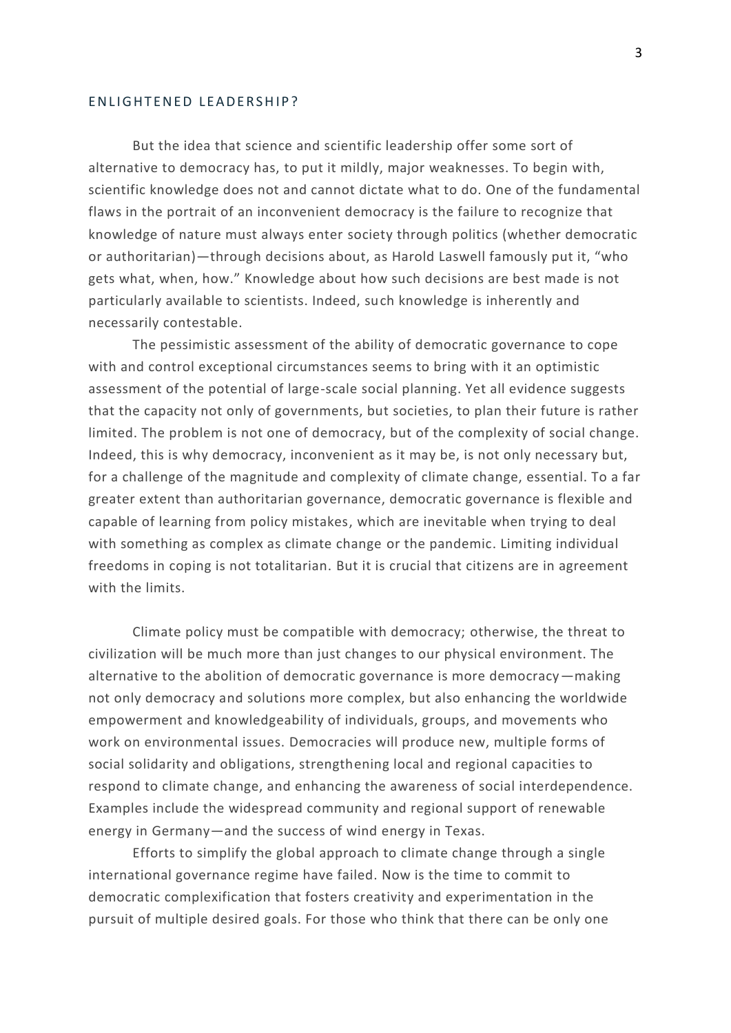## ENLIGHTENED LEADERSHIP?

But the idea that science and scientific leadership offer some sort of alternative to democracy has, to put it mildly, major weaknesses. To begin with, scientific knowledge does not and cannot dictate what to do. One of the fundamental flaws in the portrait of an inconvenient democracy is the failure to recognize that knowledge of nature must always enter society through politics (whether democratic or authoritarian)—through decisions about, as Harold Laswell famously put it, "who gets what, when, how." Knowledge about how such decisions are best made is not particularly available to scientists. Indeed, such knowledge is inherently and necessarily contestable.

The pessimistic assessment of the ability of democratic governance to cope with and control exceptional circumstances seems to bring with it an optimistic assessment of the potential of large-scale social planning. Yet all evidence suggests that the capacity not only of governments, but societies, to plan their future is rather limited. The problem is not one of democracy, but of the complexity of social change. Indeed, this is why democracy, inconvenient as it may be, is not only necessary but, for a challenge of the magnitude and complexity of climate change, essential. To a far greater extent than authoritarian governance, democratic governance is flexible and capable of learning from policy mistakes, which are inevitable when trying to deal with something as complex as climate change or the pandemic. Limiting individual freedoms in coping is not totalitarian. But it is crucial that citizens are in agreement with the limits.

Climate policy must be compatible with democracy; otherwise, the threat to civilization will be much more than just changes to our physical environment. The alternative to the abolition of democratic governance is more democracy—making not only democracy and solutions more complex, but also enhancing the worldwide empowerment and knowledgeability of individuals, groups, and movements who work on environmental issues. Democracies will produce new, multiple forms of social solidarity and obligations, strengthening local and regional capacities to respond to climate change, and enhancing the awareness of social interdependence. Examples include the widespread community and regional support of renewable energy in Germany—and the success of wind energy in Texas.

Efforts to simplify the global approach to climate change through a single international governance regime have failed. Now is the time to commit to democratic complexification that fosters creativity and experimentation in the pursuit of multiple desired goals. For those who think that there can be only one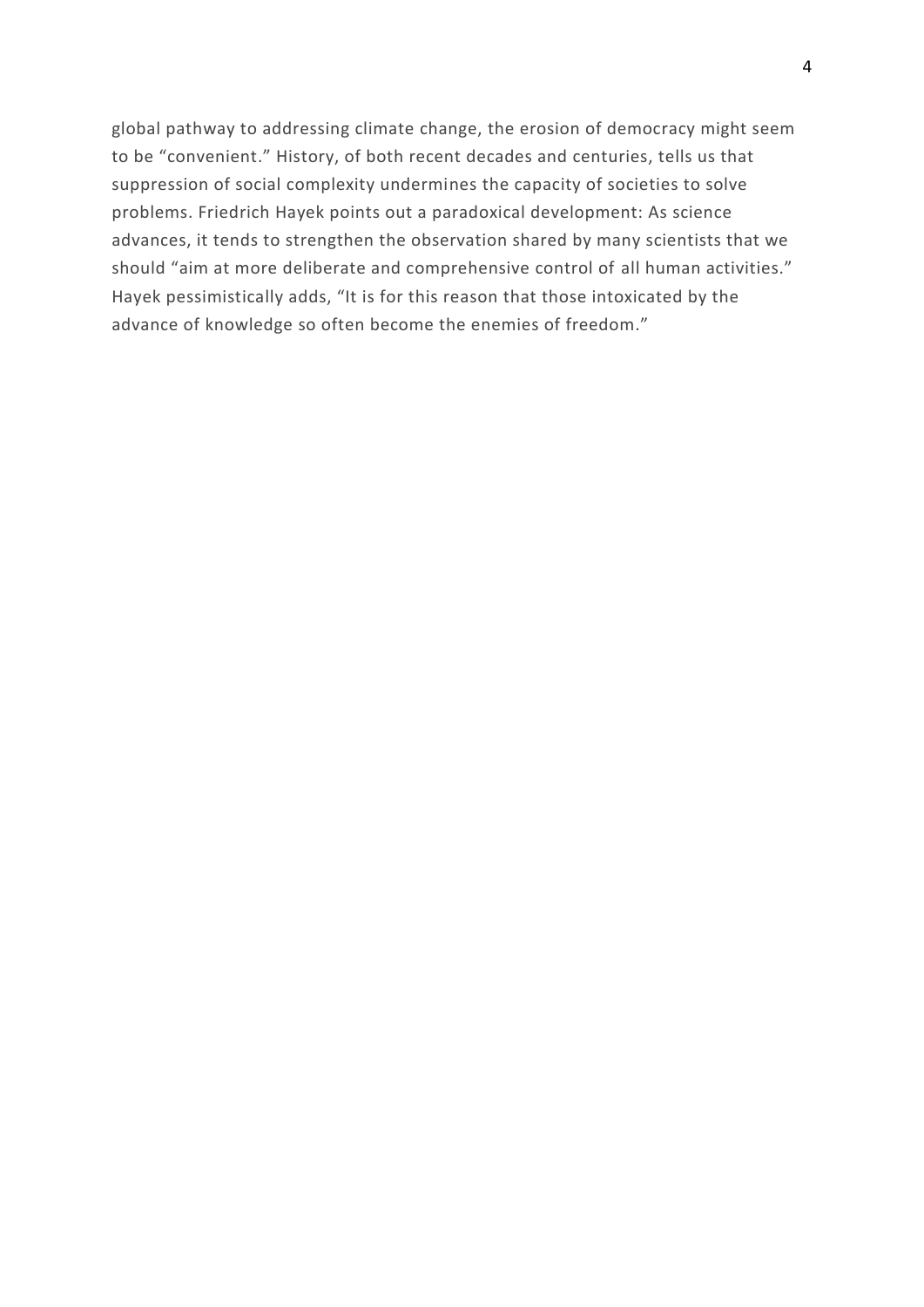global pathway to addressing climate change, the erosion of democracy might seem to be "convenient." History, of both recent decades and centuries, tells us that suppression of social complexity undermines the capacity of societies to solve problems. Friedrich Hayek points out a paradoxical development: As science advances, it tends to strengthen the observation shared by many scientists that we should "aim at more deliberate and comprehensive control of all human activities." Hayek pessimistically adds, "It is for this reason that those intoxicated by the advance of knowledge so often become the enemies of freedom."